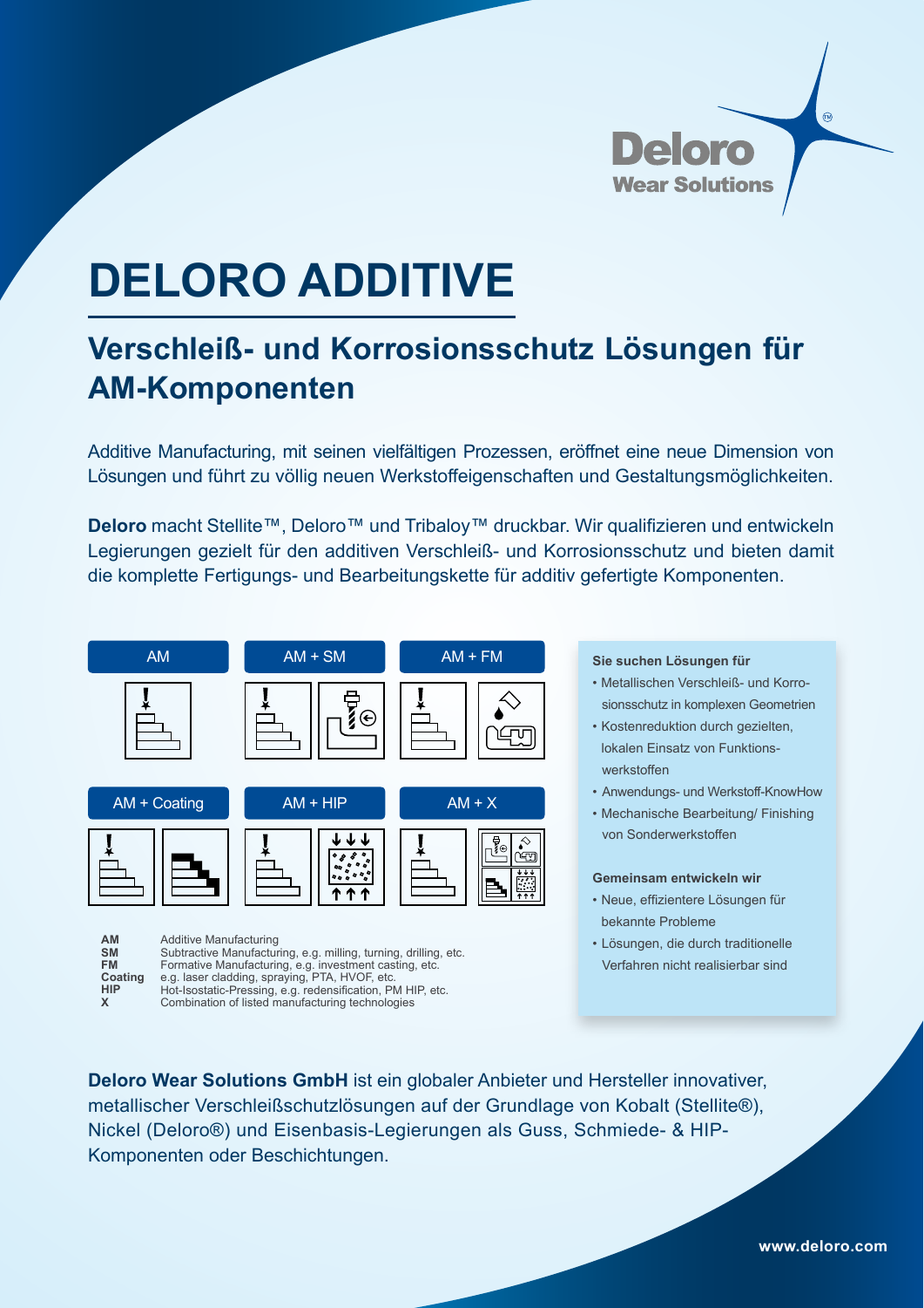Deloro Wear Solutions

# DELORO ADDITIVE

## Verschleiß- und Korrosionsschutz Lösungen für AM-Komponenten

Additive Manufacturing, mit seinen vielfältigen Prozessen, eröffnet eine neue Dimension von Lösungen und führt zu völlig neuen Werkstoffeigenschaften und Gestaltungsmöglichkeiten.

**Deloro** macht Stellite™, Deloro™ und Tribaloy™ druckbar. Wir qualifizieren und entwickeln Legierungen gezielt für den additiven Verschleiß- und Korrosionsschutz und bieten damit die komplette Fertigungs- und Bearbeitungskette für additiv gefertigte Komponenten.

AM | AM + SM | AM + FM

AM + Coating | AM + HIP | AM + X

| | |
|---|---|
| **AM** | Additive Manufacturing |
| **SM** | Subtractive Manufacturing, e.g. milling, turning, drilling, etc. |
| **FM** | Formative Manufacturing, e.g. investment casting, etc. |
| **Coating** | e.g. laser cladding, spraying, PTA, HVOF, etc. |
| **HIP** | Hot-Isostatic-Pressing, e.g. redensification, PM HIP, etc. |
| **X** | Combination of listed manufacturing technologies |

**Sie suchen Lösungen für**

- Metallischen Verschleiß- und Korrosionsschutz in komplexen Geometrien
- Kostenreduktion durch gezielten, lokalen Einsatz von Funktionswerkstoffen
- Anwendungs- und Werkstoff-KnowHow
- Mechanische Bearbeitung/ Finishing von Sonderwerkstoffen

**Gemeinsam entwickeln wir**

- Neue, effizientere Lösungen für bekannte Probleme
- Lösungen, die durch traditionelle Verfahren nicht realisierbar sind

**Deloro Wear Solutions GmbH** ist ein globaler Anbieter und Hersteller innovativer, metallischer Verschleißschutzlösungen auf der Grundlage von Kobalt (Stellite®), Nickel (Deloro®) und Eisenbasis-Legierungen als Guss, Schmiede- & HIP-Komponenten oder Beschichtungen.

www.deloro.com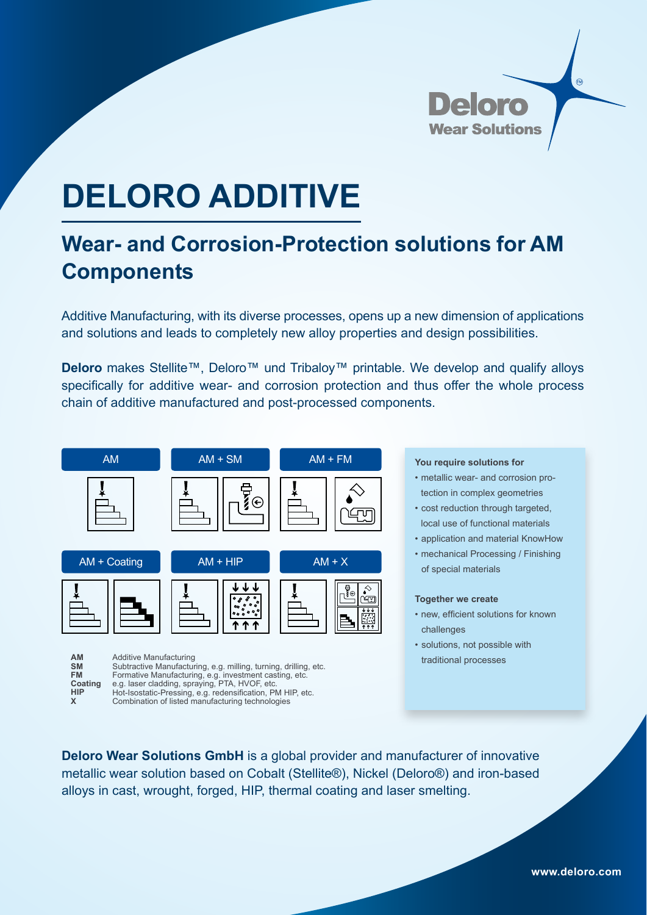Deloro
Wear Solutions

# DELORO ADDITIVE

## Wear- and Corrosion-Protection solutions for AM Components

Additive Manufacturing, with its diverse processes, opens up a new dimension of applications and solutions and leads to completely new alloy properties and design possibilities.

**Deloro** makes Stellite™, Deloro™ und Tribaloy™ printable. We develop and qualify alloys specifically for additive wear- and corrosion protection and thus offer the whole process chain of additive manufactured and post-processed components.

AM

AM + SM

AM + FM

AM + Coating

AM + HIP

AM + X

| | |
|---|---|
| **AM** | Additive Manufacturing |
| **SM** | Subtractive Manufacturing, e.g. milling, turning, drilling, etc. |
| **FM** | Formative Manufacturing, e.g. investment casting, etc. |
| **Coating** | e.g. laser cladding, spraying, PTA, HVOF, etc. |
| **HIP** | Hot-Isostatic-Pressing, e.g. redensification, PM HIP, etc. |
| **X** | Combination of listed manufacturing technologies |

**You require solutions for**

- metallic wear- and corrosion protection in complex geometries
- cost reduction through targeted, local use of functional materials
- application and material KnowHow
- mechanical Processing / Finishing of special materials

**Together we create**

- new, efficient solutions for known challenges
- solutions, not possible with traditional processes

**Deloro Wear Solutions GmbH** is a global provider and manufacturer of innovative metallic wear solution based on Cobalt (Stellite®), Nickel (Deloro®) and iron-based alloys in cast, wrought, forged, HIP, thermal coating and laser smelting.

**www.deloro.com**